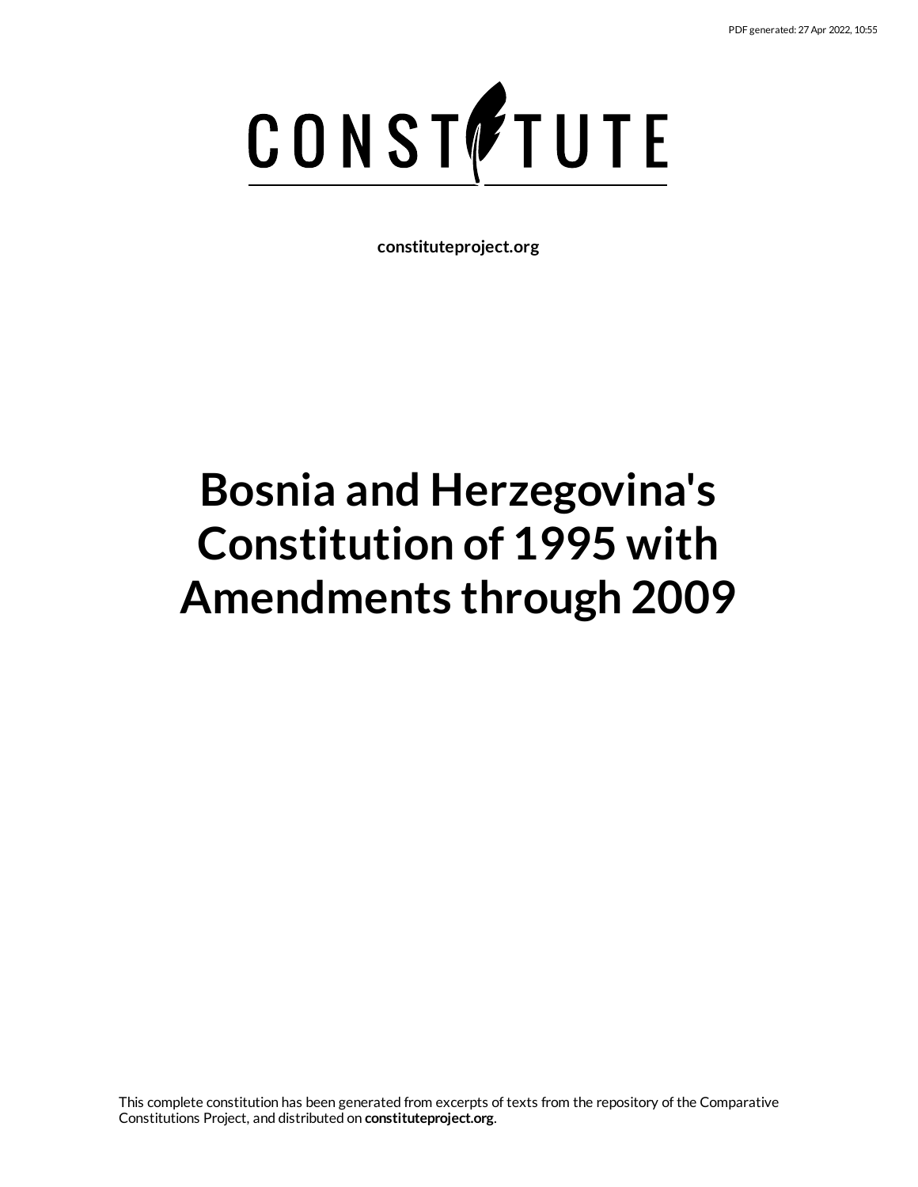# CONSTITUTE

**constituteproject.org**

# Bosnia and Herzegovina's Constitution of 1995 with Amendments through 2009

This complete constitution has been generated from excerpts of texts from the repository of the Comparative Constitutions Project, and distributed on **constituteproject.org**.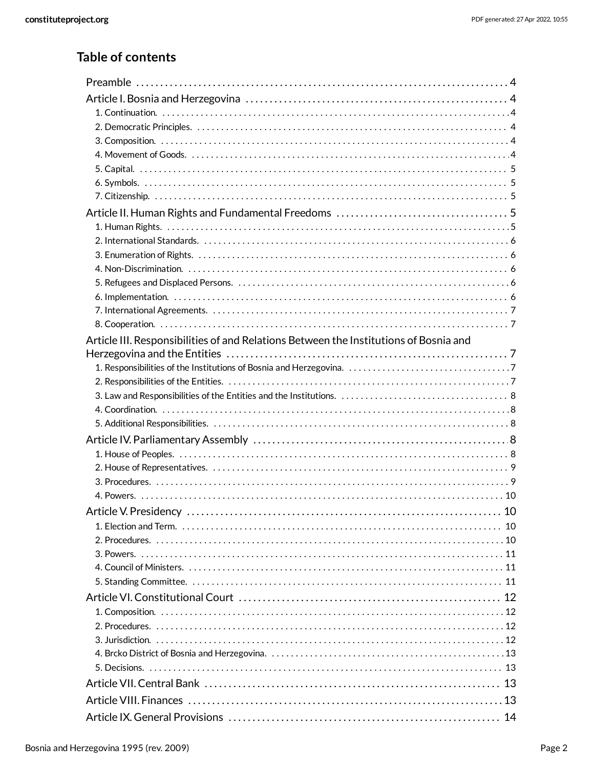## Table of contents

- Preamble . . . 4
- Article I. Bosnia and Herzegovina . . . 4
  - 1. Continuation. . . . 4
  - 2. Democratic Principles. . . . 4
  - 3. Composition. . . . 4
  - 4. Movement of Goods. . . . 4
  - 5. Capital. . . . 5
  - 6. Symbols. . . . 5
  - 7. Citizenship. . . . 5
- Article II. Human Rights and Fundamental Freedoms . . . 5
  - 1. Human Rights. . . . 5
  - 2. International Standards. . . . 6
  - 3. Enumeration of Rights. . . . 6
  - 4. Non-Discrimination. . . . 6
  - 5. Refugees and Displaced Persons. . . . 6
  - 6. Implementation. . . . 6
  - 7. International Agreements. . . . 7
  - 8. Cooperation. . . . 7
- Article III. Responsibilities of and Relations Between the Institutions of Bosnia and Herzegovina and the Entities . . . 7
  - 1. Responsibilities of the Institutions of Bosnia and Herzegovina. . . . 7
  - 2. Responsibilities of the Entities. . . . 7
  - 3. Law and Responsibilities of the Entities and the Institutions. . . . 8
  - 4. Coordination. . . . 8
  - 5. Additional Responsibilities. . . . 8
- Article IV. Parliamentary Assembly . . . 8
  - 1. House of Peoples. . . . 8
  - 2. House of Representatives. . . . 9
  - 3. Procedures. . . . 9
  - 4. Powers. . . . 10
- Article V. Presidency . . . 10
  - 1. Election and Term. . . . 10
  - 2. Procedures. . . . 10
  - 3. Powers. . . . 11
  - 4. Council of Ministers. . . . 11
  - 5. Standing Committee. . . . 11
- Article VI. Constitutional Court . . . 12
  - 1. Composition. . . . 12
  - 2. Procedures. . . . 12
  - 3. Jurisdiction. . . . 12
  - 4. Brcko District of Bosnia and Herzegovina. . . . 13
  - 5. Decisions. . . . 13
- Article VII. Central Bank . . . 13
- Article VIII. Finances . . . 13
- Article IX. General Provisions . . . 14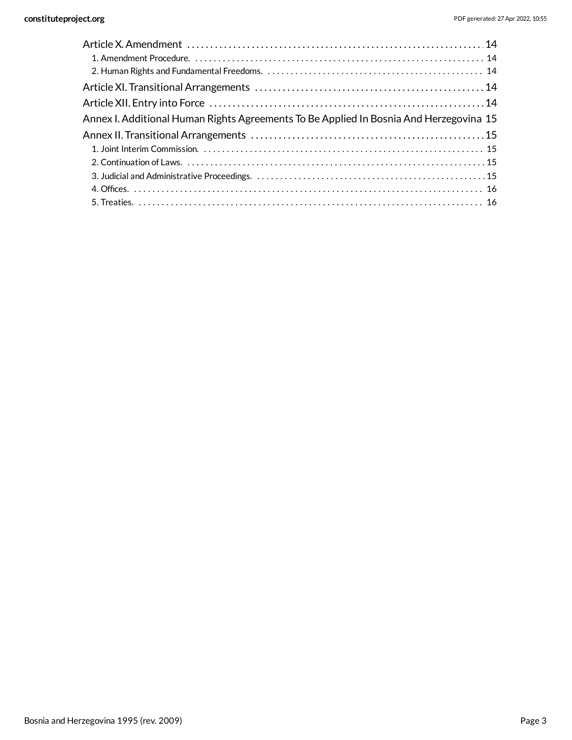Article X. Amendment 14
- 1. Amendment Procedure. 14
- 2. Human Rights and Fundamental Freedoms. 14

Article XI. Transitional Arrangements 14

Article XII. Entry into Force 14

Annex I. Additional Human Rights Agreements To Be Applied In Bosnia And Herzegovina 15

Annex II. Transitional Arrangements 15
- 1. Joint Interim Commission. 15
- 2. Continuation of Laws. 15
- 3. Judicial and Administrative Proceedings. 15
- 4. Offices. 16
- 5. Treaties. 16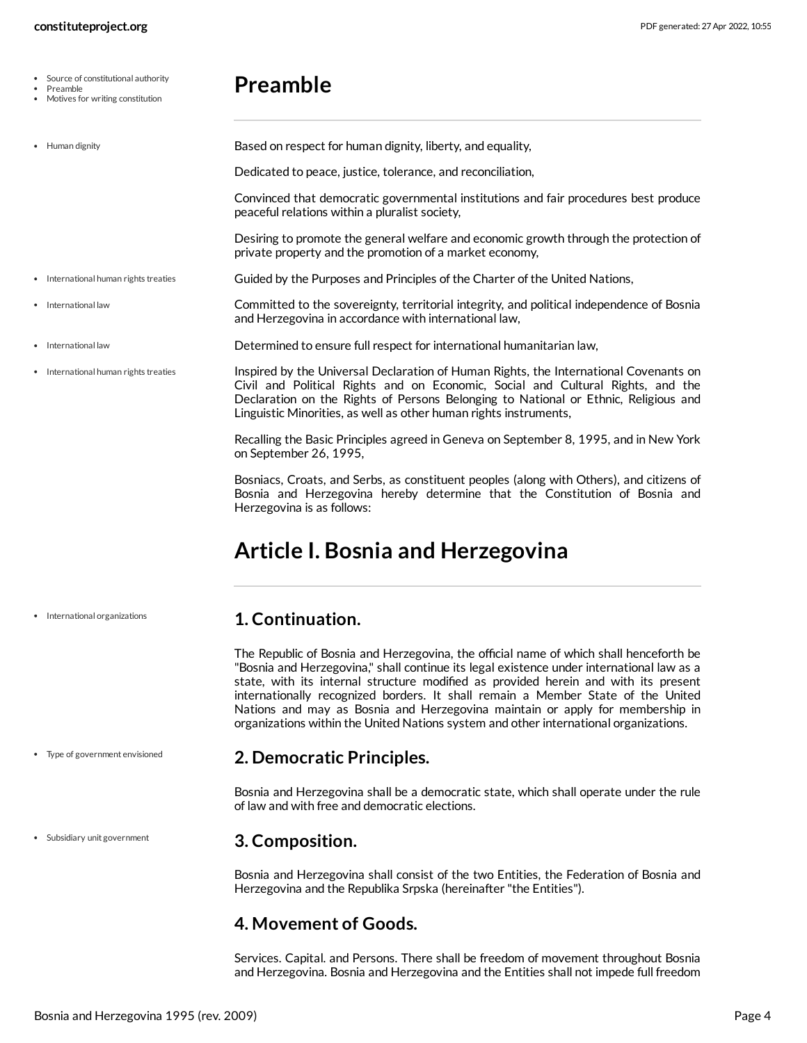# Preamble

Based on respect for human dignity, liberty, and equality,

Dedicated to peace, justice, tolerance, and reconciliation,

Convinced that democratic governmental institutions and fair procedures best produce peaceful relations within a pluralist society,

Desiring to promote the general welfare and economic growth through the protection of private property and the promotion of a market economy,

Guided by the Purposes and Principles of the Charter of the United Nations,

Committed to the sovereignty, territorial integrity, and political independence of Bosnia and Herzegovina in accordance with international law,

Determined to ensure full respect for international humanitarian law,

Inspired by the Universal Declaration of Human Rights, the International Covenants on Civil and Political Rights and on Economic, Social and Cultural Rights, and the Declaration on the Rights of Persons Belonging to National or Ethnic, Religious and Linguistic Minorities, as well as other human rights instruments,

Recalling the Basic Principles agreed in Geneva on September 8, 1995, and in New York on September 26, 1995,

Bosniacs, Croats, and Serbs, as constituent peoples (along with Others), and citizens of Bosnia and Herzegovina hereby determine that the Constitution of Bosnia and Herzegovina is as follows:

# Article I. Bosnia and Herzegovina

## 1. Continuation.

The Republic of Bosnia and Herzegovina, the official name of which shall henceforth be "Bosnia and Herzegovina," shall continue its legal existence under international law as a state, with its internal structure modified as provided herein and with its present internationally recognized borders. It shall remain a Member State of the United Nations and may as Bosnia and Herzegovina maintain or apply for membership in organizations within the United Nations system and other international organizations.

## 2. Democratic Principles.

Bosnia and Herzegovina shall be a democratic state, which shall operate under the rule of law and with free and democratic elections.

## 3. Composition.

Bosnia and Herzegovina shall consist of the two Entities, the Federation of Bosnia and Herzegovina and the Republika Srpska (hereinafter "the Entities").

## 4. Movement of Goods.

Services. Capital. and Persons. There shall be freedom of movement throughout Bosnia and Herzegovina. Bosnia and Herzegovina and the Entities shall not impede full freedom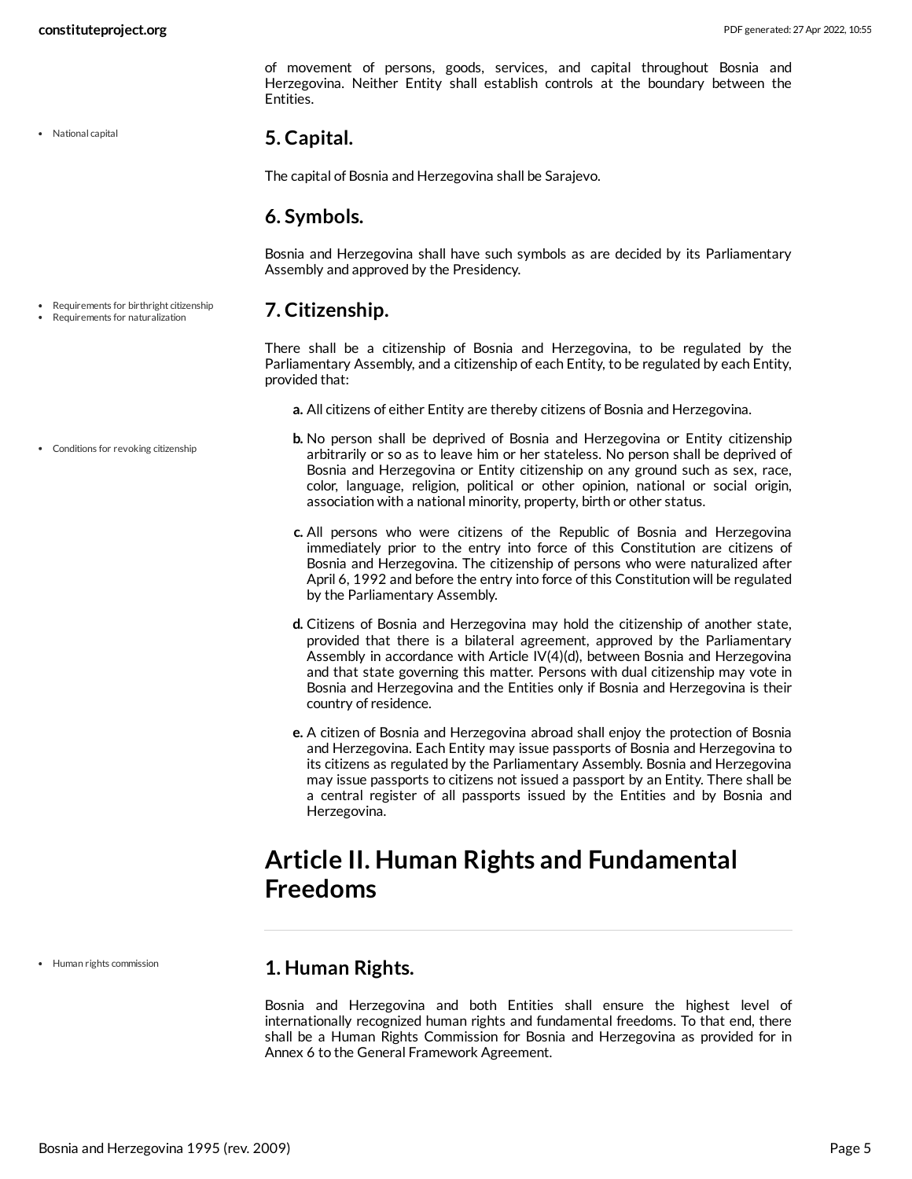of movement of persons, goods, services, and capital throughout Bosnia and Herzegovina. Neither Entity shall establish controls at the boundary between the Entities.

- National capital

### 5. Capital.

The capital of Bosnia and Herzegovina shall be Sarajevo.

### 6. Symbols.

Bosnia and Herzegovina shall have such symbols as are decided by its Parliamentary Assembly and approved by the Presidency.

- Requirements for birthright citizenship
- Requirements for naturalization

### 7. Citizenship.

There shall be a citizenship of Bosnia and Herzegovina, to be regulated by the Parliamentary Assembly, and a citizenship of each Entity, to be regulated by each Entity, provided that:

**a.** All citizens of either Entity are thereby citizens of Bosnia and Herzegovina.

- Conditions for revoking citizenship

**b.** No person shall be deprived of Bosnia and Herzegovina or Entity citizenship arbitrarily or so as to leave him or her stateless. No person shall be deprived of Bosnia and Herzegovina or Entity citizenship on any ground such as sex, race, color, language, religion, political or other opinion, national or social origin, association with a national minority, property, birth or other status.

**c.** All persons who were citizens of the Republic of Bosnia and Herzegovina immediately prior to the entry into force of this Constitution are citizens of Bosnia and Herzegovina. The citizenship of persons who were naturalized after April 6, 1992 and before the entry into force of this Constitution will be regulated by the Parliamentary Assembly.

**d.** Citizens of Bosnia and Herzegovina may hold the citizenship of another state, provided that there is a bilateral agreement, approved by the Parliamentary Assembly in accordance with Article IV(4)(d), between Bosnia and Herzegovina and that state governing this matter. Persons with dual citizenship may vote in Bosnia and Herzegovina and the Entities only if Bosnia and Herzegovina is their country of residence.

**e.** A citizen of Bosnia and Herzegovina abroad shall enjoy the protection of Bosnia and Herzegovina. Each Entity may issue passports of Bosnia and Herzegovina to its citizens as regulated by the Parliamentary Assembly. Bosnia and Herzegovina may issue passports to citizens not issued a passport by an Entity. There shall be a central register of all passports issued by the Entities and by Bosnia and Herzegovina.

## Article II. Human Rights and Fundamental Freedoms

- Human rights commission

### 1. Human Rights.

Bosnia and Herzegovina and both Entities shall ensure the highest level of internationally recognized human rights and fundamental freedoms. To that end, there shall be a Human Rights Commission for Bosnia and Herzegovina as provided for in Annex 6 to the General Framework Agreement.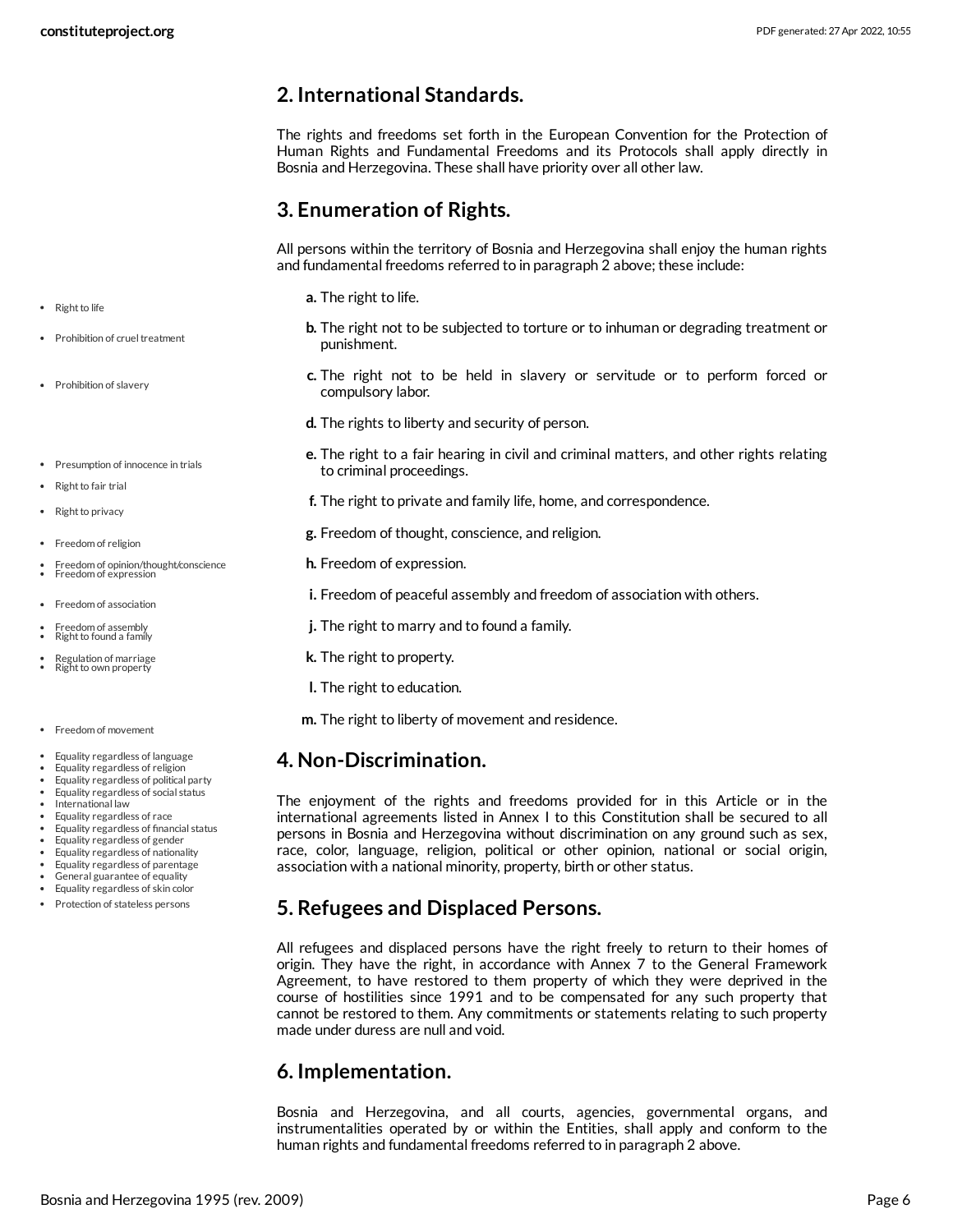## 2. International Standards.

The rights and freedoms set forth in the European Convention for the Protection of Human Rights and Fundamental Freedoms and its Protocols shall apply directly in Bosnia and Herzegovina. These shall have priority over all other law.

## 3. Enumeration of Rights.

All persons within the territory of Bosnia and Herzegovina shall enjoy the human rights and fundamental freedoms referred to in paragraph 2 above; these include:

- **a.** The right to life.
- **b.** The right not to be subjected to torture or to inhuman or degrading treatment or punishment.
- **c.** The right not to be held in slavery or servitude or to perform forced or compulsory labor.
- **d.** The rights to liberty and security of person.
- **e.** The right to a fair hearing in civil and criminal matters, and other rights relating to criminal proceedings.
- **f.** The right to private and family life, home, and correspondence.
- **g.** Freedom of thought, conscience, and religion.
- **h.** Freedom of expression.
- **i.** Freedom of peaceful assembly and freedom of association with others.
- **j.** The right to marry and to found a family.
- **k.** The right to property.
- **l.** The right to education.
- **m.** The right to liberty of movement and residence.

## 4. Non-Discrimination.

The enjoyment of the rights and freedoms provided for in this Article or in the international agreements listed in Annex I to this Constitution shall be secured to all persons in Bosnia and Herzegovina without discrimination on any ground such as sex, race, color, language, religion, political or other opinion, national or social origin, association with a national minority, property, birth or other status.

## 5. Refugees and Displaced Persons.

All refugees and displaced persons have the right freely to return to their homes of origin. They have the right, in accordance with Annex 7 to the General Framework Agreement, to have restored to them property of which they were deprived in the course of hostilities since 1991 and to be compensated for any such property that cannot be restored to them. Any commitments or statements relating to such property made under duress are null and void.

## 6. Implementation.

Bosnia and Herzegovina, and all courts, agencies, governmental organs, and instrumentalities operated by or within the Entities, shall apply and conform to the human rights and fundamental freedoms referred to in paragraph 2 above.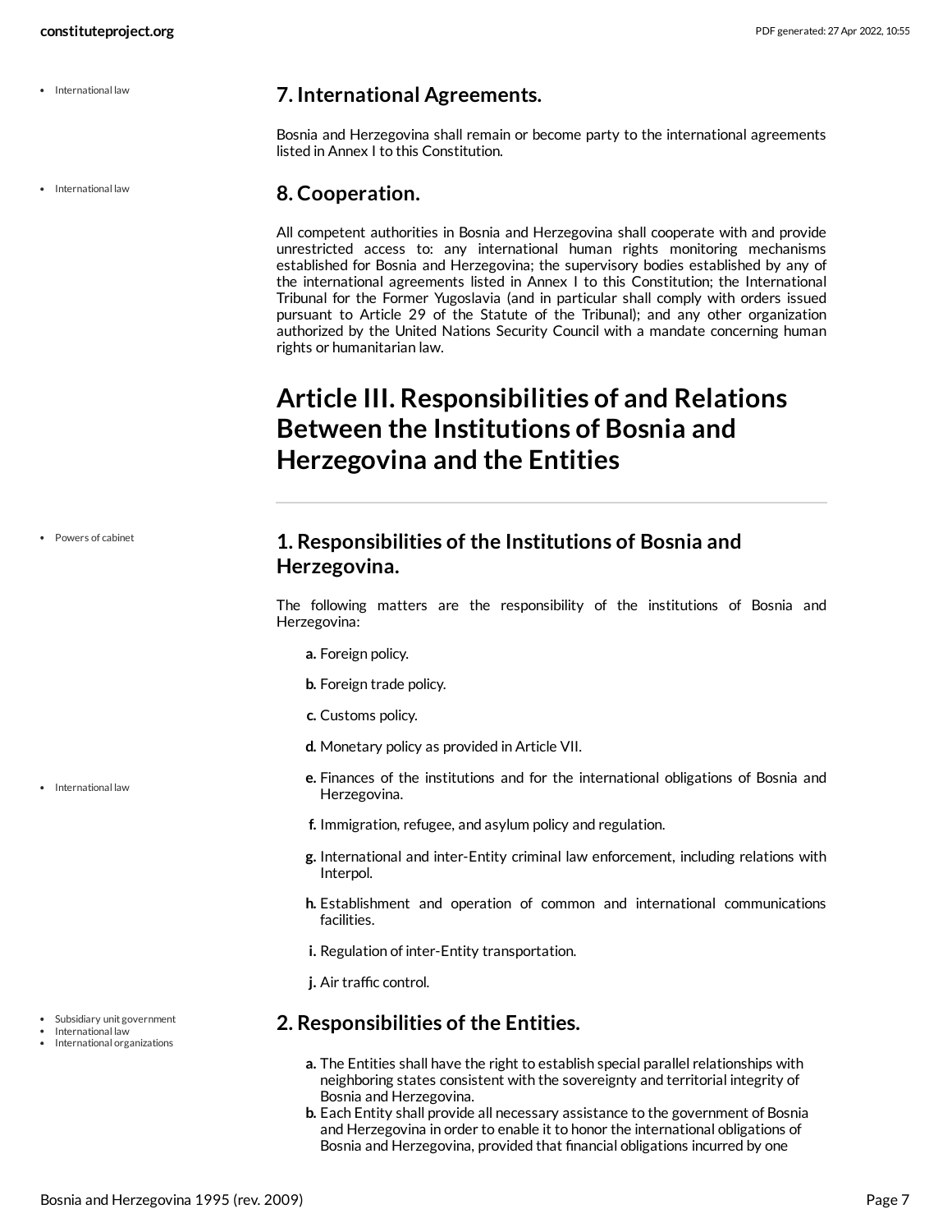## 7. International Agreements.

Bosnia and Herzegovina shall remain or become party to the international agreements listed in Annex I to this Constitution.

## 8. Cooperation.

All competent authorities in Bosnia and Herzegovina shall cooperate with and provide unrestricted access to: any international human rights monitoring mechanisms established for Bosnia and Herzegovina; the supervisory bodies established by any of the international agreements listed in Annex I to this Constitution; the International Tribunal for the Former Yugoslavia (and in particular shall comply with orders issued pursuant to Article 29 of the Statute of the Tribunal); and any other organization authorized by the United Nations Security Council with a mandate concerning human rights or humanitarian law.

# Article III. Responsibilities of and Relations Between the Institutions of Bosnia and Herzegovina and the Entities

## 1. Responsibilities of the Institutions of Bosnia and Herzegovina.

The following matters are the responsibility of the institutions of Bosnia and Herzegovina:

**a.** Foreign policy.

**b.** Foreign trade policy.

**c.** Customs policy.

**d.** Monetary policy as provided in Article VII.

**e.** Finances of the institutions and for the international obligations of Bosnia and Herzegovina.

**f.** Immigration, refugee, and asylum policy and regulation.

**g.** International and inter-Entity criminal law enforcement, including relations with Interpol.

**h.** Establishment and operation of common and international communications facilities.

**i.** Regulation of inter-Entity transportation.

**j.** Air traffic control.

## 2. Responsibilities of the Entities.

**a.** The Entities shall have the right to establish special parallel relationships with neighboring states consistent with the sovereignty and territorial integrity of Bosnia and Herzegovina.

**b.** Each Entity shall provide all necessary assistance to the government of Bosnia and Herzegovina in order to enable it to honor the international obligations of Bosnia and Herzegovina, provided that financial obligations incurred by one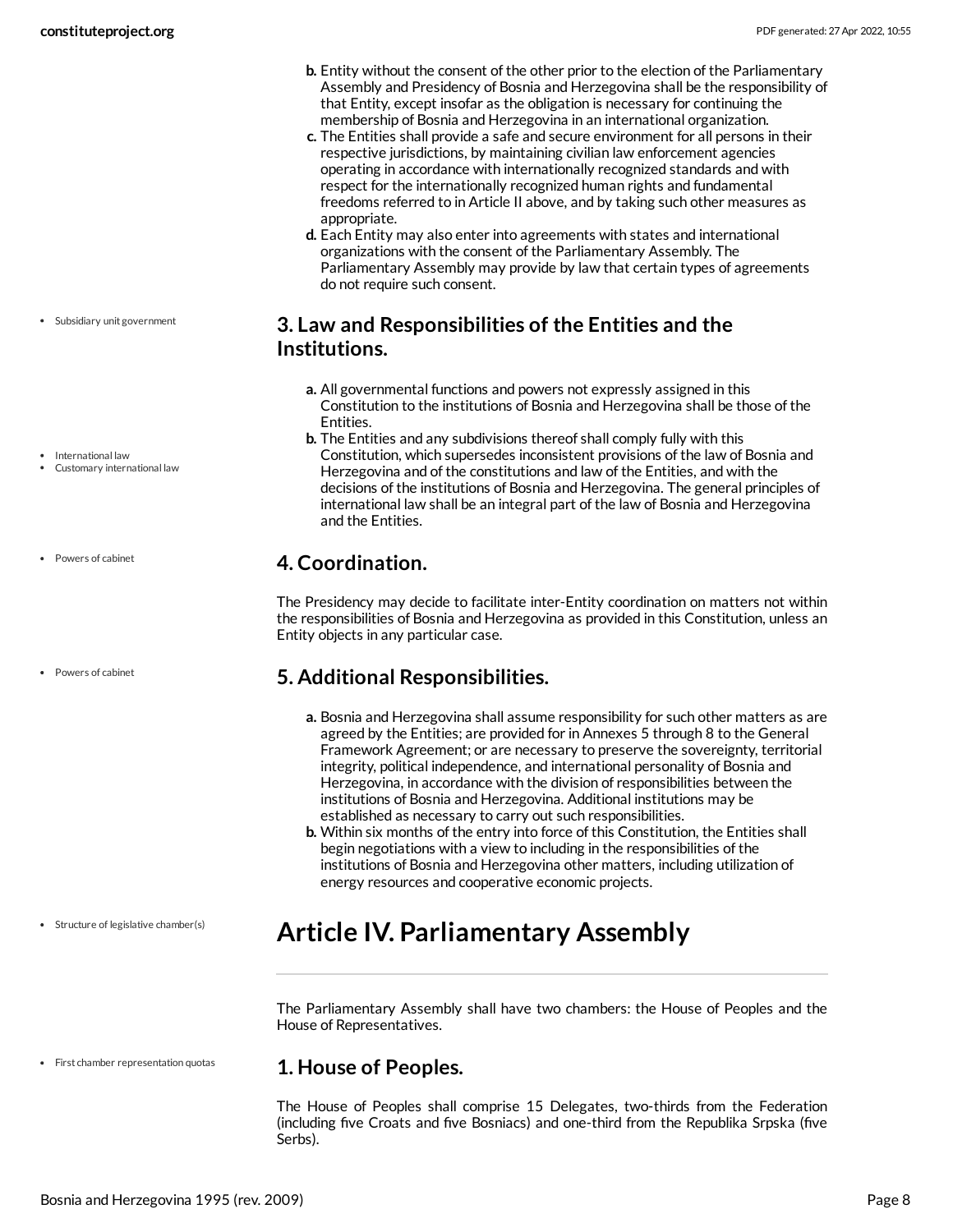b. Entity without the consent of the other prior to the election of the Parliamentary Assembly and Presidency of Bosnia and Herzegovina shall be the responsibility of that Entity, except insofar as the obligation is necessary for continuing the membership of Bosnia and Herzegovina in an international organization.
c. The Entities shall provide a safe and secure environment for all persons in their respective jurisdictions, by maintaining civilian law enforcement agencies operating in accordance with internationally recognized standards and with respect for the internationally recognized human rights and fundamental freedoms referred to in Article II above, and by taking such other measures as appropriate.
d. Each Entity may also enter into agreements with states and international organizations with the consent of the Parliamentary Assembly. The Parliamentary Assembly may provide by law that certain types of agreements do not require such consent.

- Subsidiary unit government

### 3. Law and Responsibilities of the Entities and the Institutions.

a. All governmental functions and powers not expressly assigned in this Constitution to the institutions of Bosnia and Herzegovina shall be those of the Entities.
b. The Entities and any subdivisions thereof shall comply fully with this Constitution, which supersedes inconsistent provisions of the law of Bosnia and Herzegovina and of the constitutions and law of the Entities, and with the decisions of the institutions of Bosnia and Herzegovina. The general principles of international law shall be an integral part of the law of Bosnia and Herzegovina and the Entities.

- International law
- Customary international law

- Powers of cabinet

### 4. Coordination.

The Presidency may decide to facilitate inter-Entity coordination on matters not within the responsibilities of Bosnia and Herzegovina as provided in this Constitution, unless an Entity objects in any particular case.

- Powers of cabinet

### 5. Additional Responsibilities.

a. Bosnia and Herzegovina shall assume responsibility for such other matters as are agreed by the Entities; are provided for in Annexes 5 through 8 to the General Framework Agreement; or are necessary to preserve the sovereignty, territorial integrity, political independence, and international personality of Bosnia and Herzegovina, in accordance with the division of responsibilities between the institutions of Bosnia and Herzegovina. Additional institutions may be established as necessary to carry out such responsibilities.
b. Within six months of the entry into force of this Constitution, the Entities shall begin negotiations with a view to including in the responsibilities of the institutions of Bosnia and Herzegovina other matters, including utilization of energy resources and cooperative economic projects.

- Structure of legislative chamber(s)

## Article IV. Parliamentary Assembly

The Parliamentary Assembly shall have two chambers: the House of Peoples and the House of Representatives.

- First chamber representation quotas

### 1. House of Peoples.

The House of Peoples shall comprise 15 Delegates, two-thirds from the Federation (including five Croats and five Bosniacs) and one-third from the Republika Srpska (five Serbs).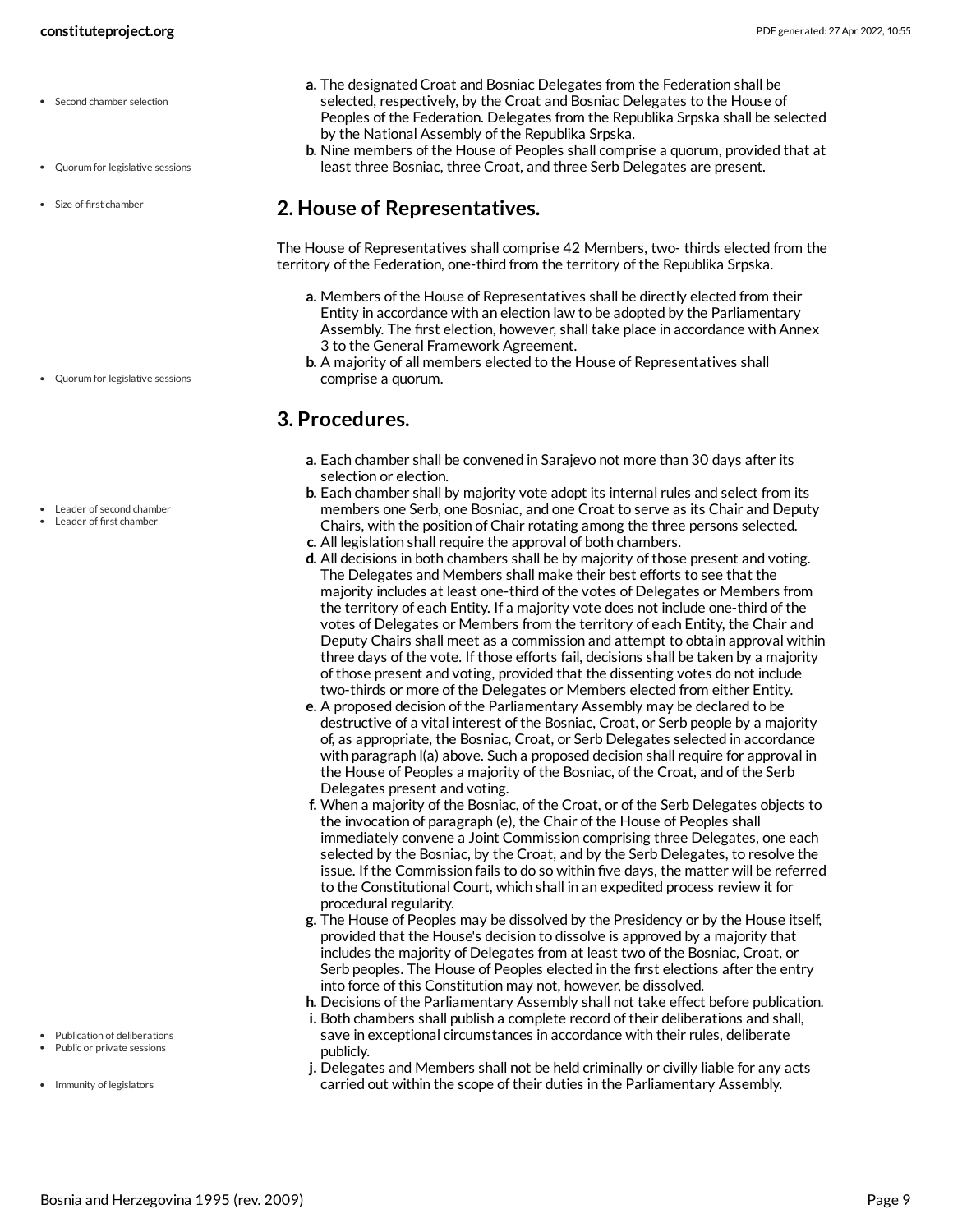- Second chamber selection

a. The designated Croat and Bosniac Delegates from the Federation shall be selected, respectively, by the Croat and Bosniac Delegates to the House of Peoples of the Federation. Delegates from the Republika Srpska shall be selected by the National Assembly of the Republika Srpska.

- Quorum for legislative sessions

b. Nine members of the House of Peoples shall comprise a quorum, provided that at least three Bosniac, three Croat, and three Serb Delegates are present.

- Size of first chamber

## 2. House of Representatives.

The House of Representatives shall comprise 42 Members, two- thirds elected from the territory of the Federation, one-third from the territory of the Republika Srpska.

a. Members of the House of Representatives shall be directly elected from their Entity in accordance with an election law to be adopted by the Parliamentary Assembly. The first election, however, shall take place in accordance with Annex 3 to the General Framework Agreement.

- Quorum for legislative sessions

b. A majority of all members elected to the House of Representatives shall comprise a quorum.

## 3. Procedures.

a. Each chamber shall be convened in Sarajevo not more than 30 days after its selection or election.

- Leader of second chamber
- Leader of first chamber

b. Each chamber shall by majority vote adopt its internal rules and select from its members one Serb, one Bosniac, and one Croat to serve as its Chair and Deputy Chairs, with the position of Chair rotating among the three persons selected.

c. All legislation shall require the approval of both chambers.

d. All decisions in both chambers shall be by majority of those present and voting. The Delegates and Members shall make their best efforts to see that the majority includes at least one-third of the votes of Delegates or Members from the territory of each Entity. If a majority vote does not include one-third of the votes of Delegates or Members from the territory of each Entity, the Chair and Deputy Chairs shall meet as a commission and attempt to obtain approval within three days of the vote. If those efforts fail, decisions shall be taken by a majority of those present and voting, provided that the dissenting votes do not include two-thirds or more of the Delegates or Members elected from either Entity.

e. A proposed decision of the Parliamentary Assembly may be declared to be destructive of a vital interest of the Bosniac, Croat, or Serb people by a majority of, as appropriate, the Bosniac, Croat, or Serb Delegates selected in accordance with paragraph l(a) above. Such a proposed decision shall require for approval in the House of Peoples a majority of the Bosniac, of the Croat, and of the Serb Delegates present and voting.

f. When a majority of the Bosniac, of the Croat, or of the Serb Delegates objects to the invocation of paragraph (e), the Chair of the House of Peoples shall immediately convene a Joint Commission comprising three Delegates, one each selected by the Bosniac, by the Croat, and by the Serb Delegates, to resolve the issue. If the Commission fails to do so within five days, the matter will be referred to the Constitutional Court, which shall in an expedited process review it for procedural regularity.

g. The House of Peoples may be dissolved by the Presidency or by the House itself, provided that the House's decision to dissolve is approved by a majority that includes the majority of Delegates from at least two of the Bosniac, Croat, or Serb peoples. The House of Peoples elected in the first elections after the entry into force of this Constitution may not, however, be dissolved.

h. Decisions of the Parliamentary Assembly shall not take effect before publication.

- Publication of deliberations
- Public or private sessions

i. Both chambers shall publish a complete record of their deliberations and shall, save in exceptional circumstances in accordance with their rules, deliberate publicly.

- Immunity of legislators

j. Delegates and Members shall not be held criminally or civilly liable for any acts carried out within the scope of their duties in the Parliamentary Assembly.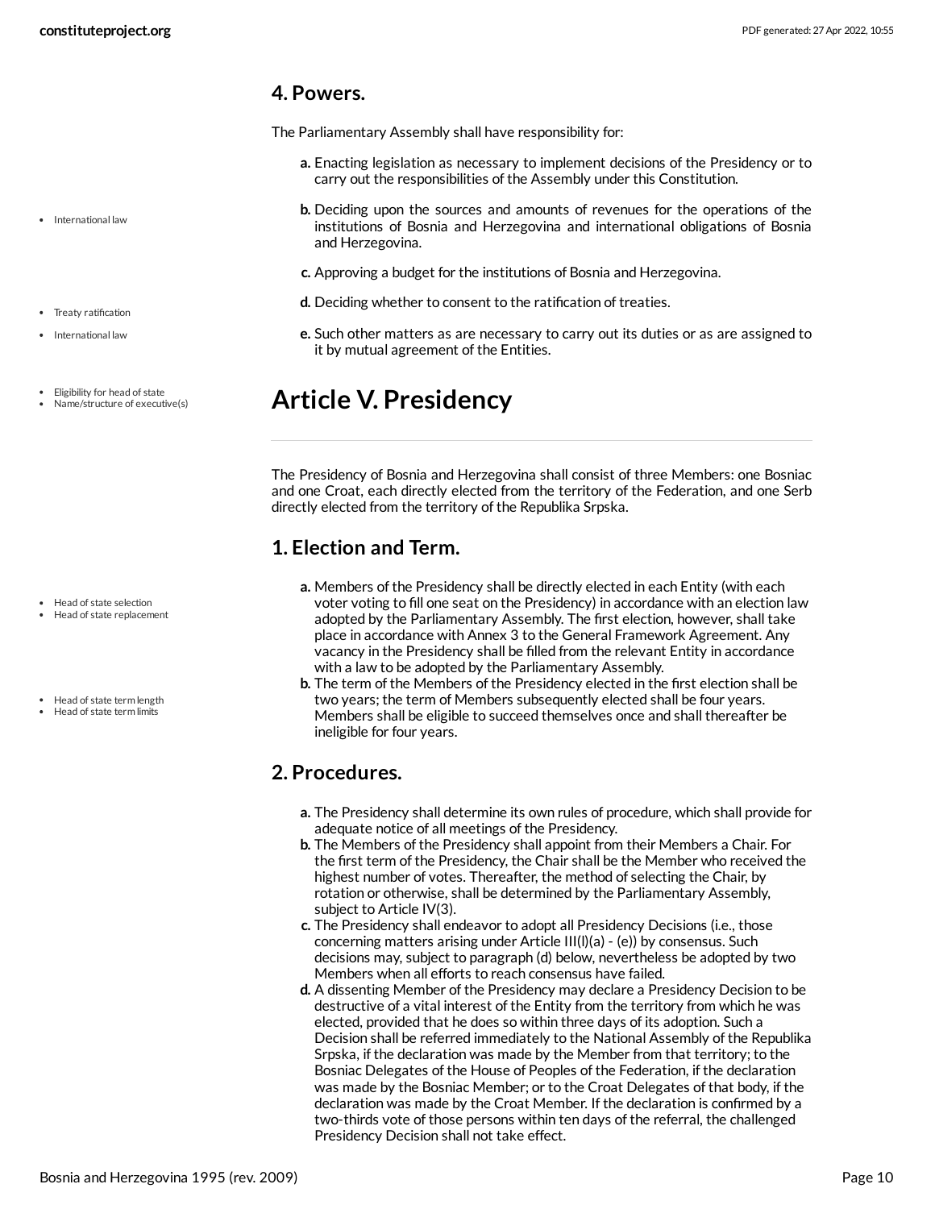## 4. Powers.

The Parliamentary Assembly shall have responsibility for:

- **a.** Enacting legislation as necessary to implement decisions of the Presidency or to carry out the responsibilities of the Assembly under this Constitution.
- **b.** Deciding upon the sources and amounts of revenues for the operations of the institutions of Bosnia and Herzegovina and international obligations of Bosnia and Herzegovina.
- **c.** Approving a budget for the institutions of Bosnia and Herzegovina.
- **d.** Deciding whether to consent to the ratification of treaties.
- **e.** Such other matters as are necessary to carry out its duties or as are assigned to it by mutual agreement of the Entities.

# Article V. Presidency

The Presidency of Bosnia and Herzegovina shall consist of three Members: one Bosniac and one Croat, each directly elected from the territory of the Federation, and one Serb directly elected from the territory of the Republika Srpska.

## 1. Election and Term.

- **a.** Members of the Presidency shall be directly elected in each Entity (with each voter voting to fill one seat on the Presidency) in accordance with an election law adopted by the Parliamentary Assembly. The first election, however, shall take place in accordance with Annex 3 to the General Framework Agreement. Any vacancy in the Presidency shall be filled from the relevant Entity in accordance with a law to be adopted by the Parliamentary Assembly.
- **b.** The term of the Members of the Presidency elected in the first election shall be two years; the term of Members subsequently elected shall be four years. Members shall be eligible to succeed themselves once and shall thereafter be ineligible for four years.

## 2. Procedures.

- **a.** The Presidency shall determine its own rules of procedure, which shall provide for adequate notice of all meetings of the Presidency.
- **b.** The Members of the Presidency shall appoint from their Members a Chair. For the first term of the Presidency, the Chair shall be the Member who received the highest number of votes. Thereafter, the method of selecting the Chair, by rotation or otherwise, shall be determined by the Parliamentary Assembly, subject to Article IV(3).
- **c.** The Presidency shall endeavor to adopt all Presidency Decisions (i.e., those concerning matters arising under Article III(l)(a) - (e)) by consensus. Such decisions may, subject to paragraph (d) below, nevertheless be adopted by two Members when all efforts to reach consensus have failed.
- **d.** A dissenting Member of the Presidency may declare a Presidency Decision to be destructive of a vital interest of the Entity from the territory from which he was elected, provided that he does so within three days of its adoption. Such a Decision shall be referred immediately to the National Assembly of the Republika Srpska, if the declaration was made by the Member from that territory; to the Bosniac Delegates of the House of Peoples of the Federation, if the declaration was made by the Bosniac Member; or to the Croat Delegates of that body, if the declaration was made by the Croat Member. If the declaration is confirmed by a two-thirds vote of those persons within ten days of the referral, the challenged Presidency Decision shall not take effect.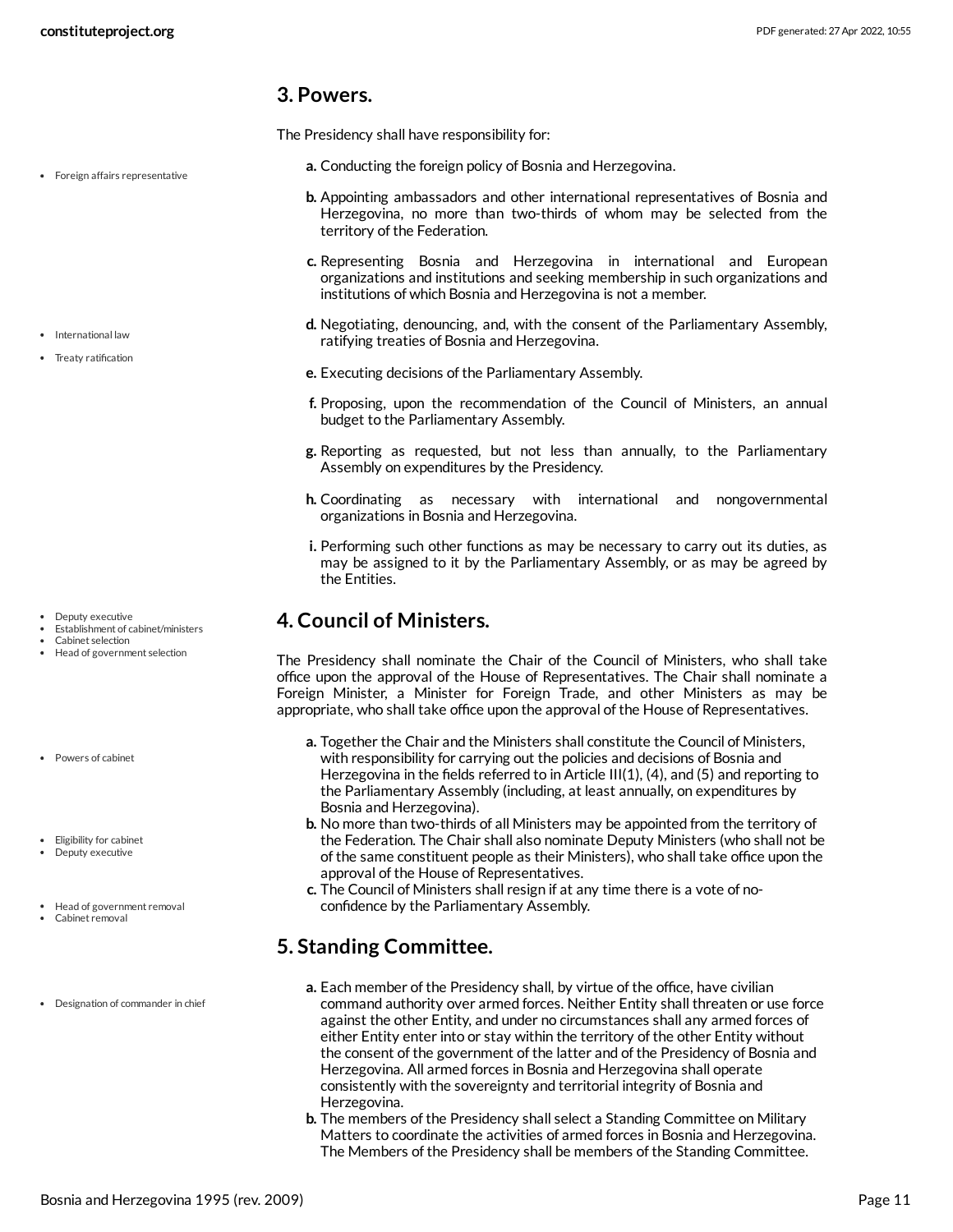## 3. Powers.

The Presidency shall have responsibility for:

- **a.** Conducting the foreign policy of Bosnia and Herzegovina.
- **b.** Appointing ambassadors and other international representatives of Bosnia and Herzegovina, no more than two-thirds of whom may be selected from the territory of the Federation.
- **c.** Representing Bosnia and Herzegovina in international and European organizations and institutions and seeking membership in such organizations and institutions of which Bosnia and Herzegovina is not a member.
- **d.** Negotiating, denouncing, and, with the consent of the Parliamentary Assembly, ratifying treaties of Bosnia and Herzegovina.
- **e.** Executing decisions of the Parliamentary Assembly.
- **f.** Proposing, upon the recommendation of the Council of Ministers, an annual budget to the Parliamentary Assembly.
- **g.** Reporting as requested, but not less than annually, to the Parliamentary Assembly on expenditures by the Presidency.
- **h.** Coordinating as necessary with international and nongovernmental organizations in Bosnia and Herzegovina.
- **i.** Performing such other functions as may be necessary to carry out its duties, as may be assigned to it by the Parliamentary Assembly, or as may be agreed by the Entities.

## 4. Council of Ministers.

The Presidency shall nominate the Chair of the Council of Ministers, who shall take office upon the approval of the House of Representatives. The Chair shall nominate a Foreign Minister, a Minister for Foreign Trade, and other Ministers as may be appropriate, who shall take office upon the approval of the House of Representatives.

- **a.** Together the Chair and the Ministers shall constitute the Council of Ministers, with responsibility for carrying out the policies and decisions of Bosnia and Herzegovina in the fields referred to in Article III(1), (4), and (5) and reporting to the Parliamentary Assembly (including, at least annually, on expenditures by Bosnia and Herzegovina).
- **b.** No more than two-thirds of all Ministers may be appointed from the territory of the Federation. The Chair shall also nominate Deputy Ministers (who shall not be of the same constituent people as their Ministers), who shall take office upon the approval of the House of Representatives.
- **c.** The Council of Ministers shall resign if at any time there is a vote of no-confidence by the Parliamentary Assembly.

## 5. Standing Committee.

- **a.** Each member of the Presidency shall, by virtue of the office, have civilian command authority over armed forces. Neither Entity shall threaten or use force against the other Entity, and under no circumstances shall any armed forces of either Entity enter into or stay within the territory of the other Entity without the consent of the government of the latter and of the Presidency of Bosnia and Herzegovina. All armed forces in Bosnia and Herzegovina shall operate consistently with the sovereignty and territorial integrity of Bosnia and Herzegovina.
- **b.** The members of the Presidency shall select a Standing Committee on Military Matters to coordinate the activities of armed forces in Bosnia and Herzegovina. The Members of the Presidency shall be members of the Standing Committee.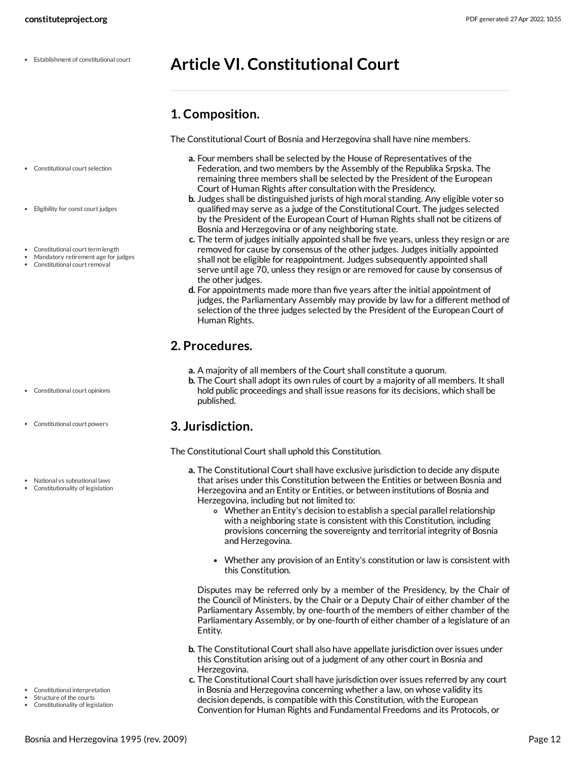# Article VI. Constitutional Court

## 1. Composition.

The Constitutional Court of Bosnia and Herzegovina shall have nine members.

a. Four members shall be selected by the House of Representatives of the Federation, and two members by the Assembly of the Republika Srpska. The remaining three members shall be selected by the President of the European Court of Human Rights after consultation with the Presidency.
b. Judges shall be distinguished jurists of high moral standing. Any eligible voter so qualified may serve as a judge of the Constitutional Court. The judges selected by the President of the European Court of Human Rights shall not be citizens of Bosnia and Herzegovina or of any neighboring state.
c. The term of judges initially appointed shall be five years, unless they resign or are removed for cause by consensus of the other judges. Judges initially appointed shall not be eligible for reappointment. Judges subsequently appointed shall serve until age 70, unless they resign or are removed for cause by consensus of the other judges.
d. For appointments made more than five years after the initial appointment of judges, the Parliamentary Assembly may provide by law for a different method of selection of the three judges selected by the President of the European Court of Human Rights.

## 2. Procedures.

a. A majority of all members of the Court shall constitute a quorum.
b. The Court shall adopt its own rules of court by a majority of all members. It shall hold public proceedings and shall issue reasons for its decisions, which shall be published.

## 3. Jurisdiction.

The Constitutional Court shall uphold this Constitution.

a. The Constitutional Court shall have exclusive jurisdiction to decide any dispute that arises under this Constitution between the Entities or between Bosnia and Herzegovina and an Entity or Entities, or between institutions of Bosnia and Herzegovina, including but not limited to:
   - Whether an Entity's decision to establish a special parallel relationship with a neighboring state is consistent with this Constitution, including provisions concerning the sovereignty and territorial integrity of Bosnia and Herzegovina.
   - Whether any provision of an Entity's constitution or law is consistent with this Constitution.

   Disputes may be referred only by a member of the Presidency, by the Chair of the Council of Ministers, by the Chair or a Deputy Chair of either chamber of the Parliamentary Assembly, by one-fourth of the members of either chamber of the Parliamentary Assembly, or by one-fourth of either chamber of a legislature of an Entity.
b. The Constitutional Court shall also have appellate jurisdiction over issues under this Constitution arising out of a judgment of any other court in Bosnia and Herzegovina.
c. The Constitutional Court shall have jurisdiction over issues referred by any court in Bosnia and Herzegovina concerning whether a law, on whose validity its decision depends, is compatible with this Constitution, with the European Convention for Human Rights and Fundamental Freedoms and its Protocols, or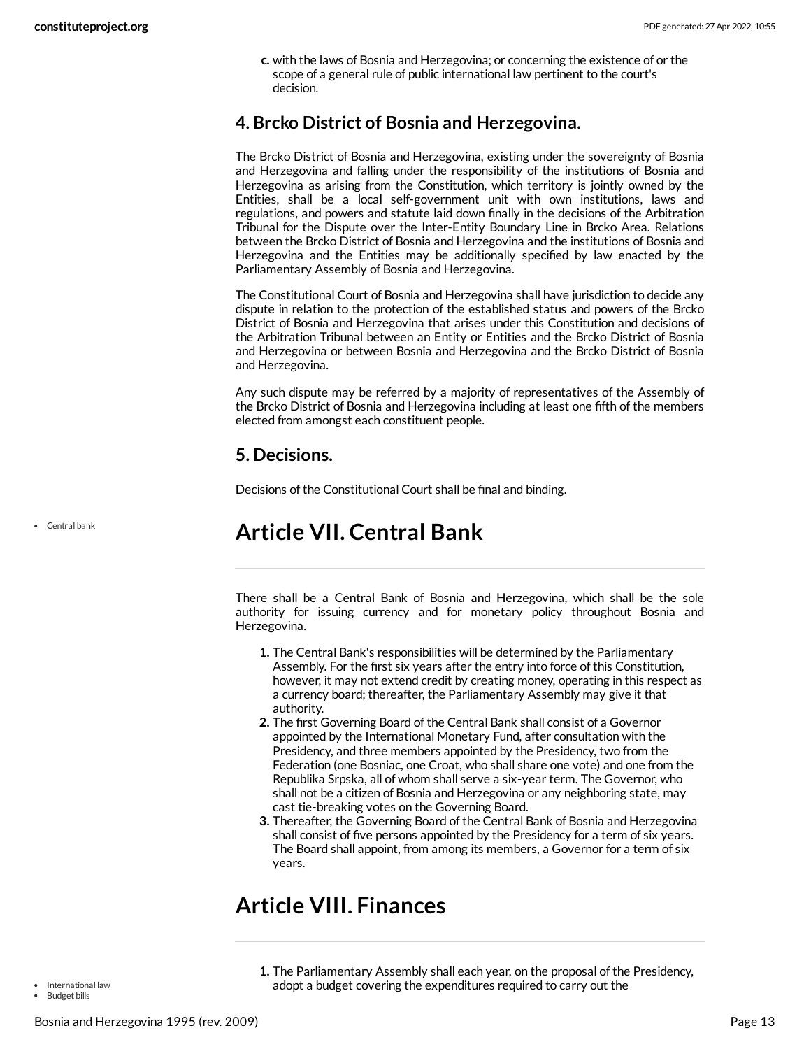c. with the laws of Bosnia and Herzegovina; or concerning the existence of or the scope of a general rule of public international law pertinent to the court's decision.

### 4. Brcko District of Bosnia and Herzegovina.

The Brcko District of Bosnia and Herzegovina, existing under the sovereignty of Bosnia and Herzegovina and falling under the responsibility of the institutions of Bosnia and Herzegovina as arising from the Constitution, which territory is jointly owned by the Entities, shall be a local self-government unit with own institutions, laws and regulations, and powers and statute laid down finally in the decisions of the Arbitration Tribunal for the Dispute over the Inter-Entity Boundary Line in Brcko Area. Relations between the Brcko District of Bosnia and Herzegovina and the institutions of Bosnia and Herzegovina and the Entities may be additionally specified by law enacted by the Parliamentary Assembly of Bosnia and Herzegovina.

The Constitutional Court of Bosnia and Herzegovina shall have jurisdiction to decide any dispute in relation to the protection of the established status and powers of the Brcko District of Bosnia and Herzegovina that arises under this Constitution and decisions of the Arbitration Tribunal between an Entity or Entities and the Brcko District of Bosnia and Herzegovina or between Bosnia and Herzegovina and the Brcko District of Bosnia and Herzegovina.

Any such dispute may be referred by a majority of representatives of the Assembly of the Brcko District of Bosnia and Herzegovina including at least one fifth of the members elected from amongst each constituent people.

### 5. Decisions.

Decisions of the Constitutional Court shall be final and binding.

- Central bank

## Article VII. Central Bank

There shall be a Central Bank of Bosnia and Herzegovina, which shall be the sole authority for issuing currency and for monetary policy throughout Bosnia and Herzegovina.

1. The Central Bank's responsibilities will be determined by the Parliamentary Assembly. For the first six years after the entry into force of this Constitution, however, it may not extend credit by creating money, operating in this respect as a currency board; thereafter, the Parliamentary Assembly may give it that authority.
2. The first Governing Board of the Central Bank shall consist of a Governor appointed by the International Monetary Fund, after consultation with the Presidency, and three members appointed by the Presidency, two from the Federation (one Bosniac, one Croat, who shall share one vote) and one from the Republika Srpska, all of whom shall serve a six-year term. The Governor, who shall not be a citizen of Bosnia and Herzegovina or any neighboring state, may cast tie-breaking votes on the Governing Board.
3. Thereafter, the Governing Board of the Central Bank of Bosnia and Herzegovina shall consist of five persons appointed by the Presidency for a term of six years. The Board shall appoint, from among its members, a Governor for a term of six years.

## Article VIII. Finances

- International law
- Budget bills

1. The Parliamentary Assembly shall each year, on the proposal of the Presidency, adopt a budget covering the expenditures required to carry out the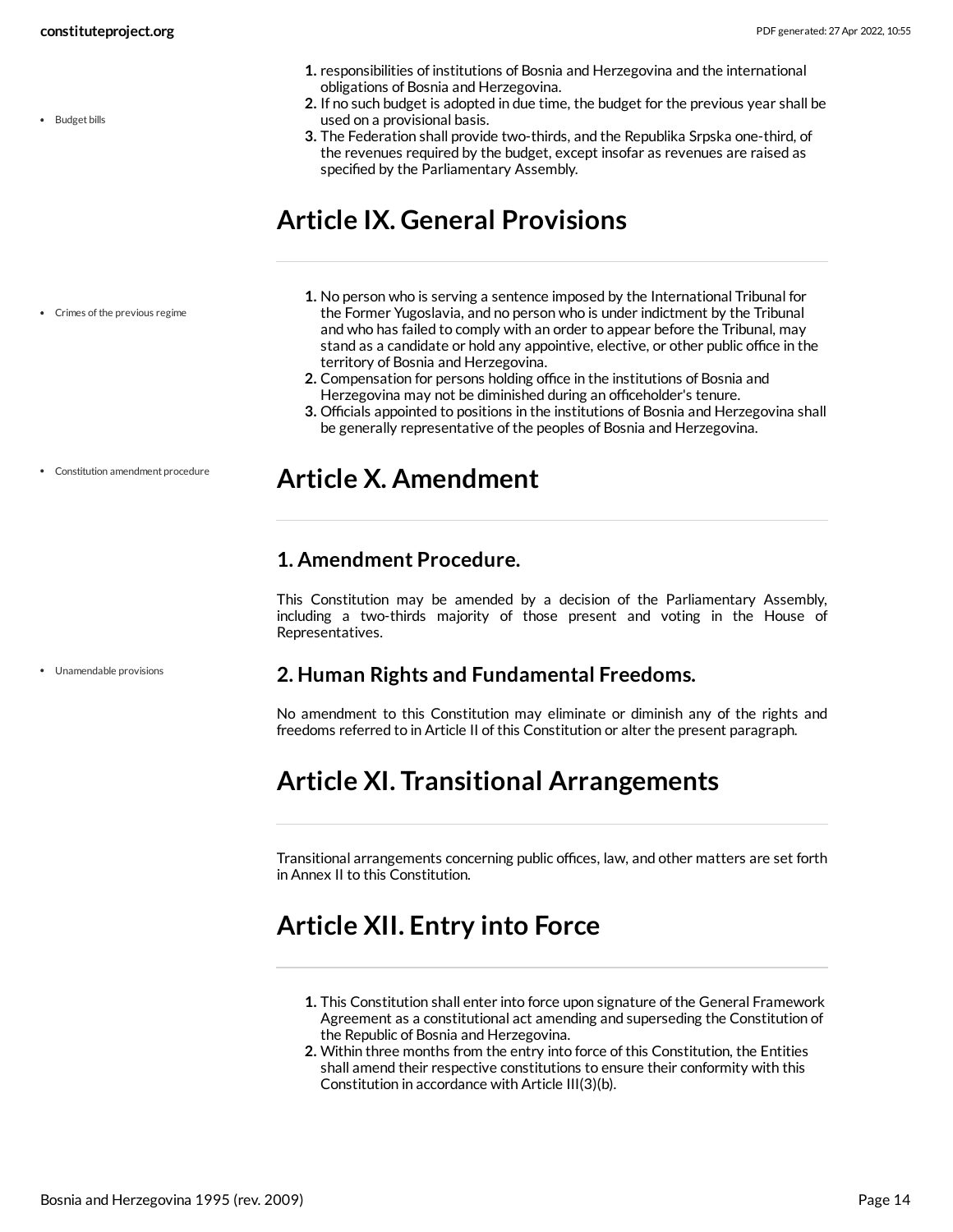- Budget bills

1. responsibilities of institutions of Bosnia and Herzegovina and the international obligations of Bosnia and Herzegovina.
2. If no such budget is adopted in due time, the budget for the previous year shall be used on a provisional basis.
3. The Federation shall provide two-thirds, and the Republika Srpska one-third, of the revenues required by the budget, except insofar as revenues are raised as specified by the Parliamentary Assembly.

# Article IX. General Provisions

- Crimes of the previous regime

1. No person who is serving a sentence imposed by the International Tribunal for the Former Yugoslavia, and no person who is under indictment by the Tribunal and who has failed to comply with an order to appear before the Tribunal, may stand as a candidate or hold any appointive, elective, or other public office in the territory of Bosnia and Herzegovina.
2. Compensation for persons holding office in the institutions of Bosnia and Herzegovina may not be diminished during an officeholder's tenure.
3. Officials appointed to positions in the institutions of Bosnia and Herzegovina shall be generally representative of the peoples of Bosnia and Herzegovina.

- Constitution amendment procedure

# Article X. Amendment

## 1. Amendment Procedure.

This Constitution may be amended by a decision of the Parliamentary Assembly, including a two-thirds majority of those present and voting in the House of Representatives.

- Unamendable provisions

## 2. Human Rights and Fundamental Freedoms.

No amendment to this Constitution may eliminate or diminish any of the rights and freedoms referred to in Article II of this Constitution or alter the present paragraph.

# Article XI. Transitional Arrangements

Transitional arrangements concerning public offices, law, and other matters are set forth in Annex II to this Constitution.

# Article XII. Entry into Force

1. This Constitution shall enter into force upon signature of the General Framework Agreement as a constitutional act amending and superseding the Constitution of the Republic of Bosnia and Herzegovina.
2. Within three months from the entry into force of this Constitution, the Entities shall amend their respective constitutions to ensure their conformity with this Constitution in accordance with Article III(3)(b).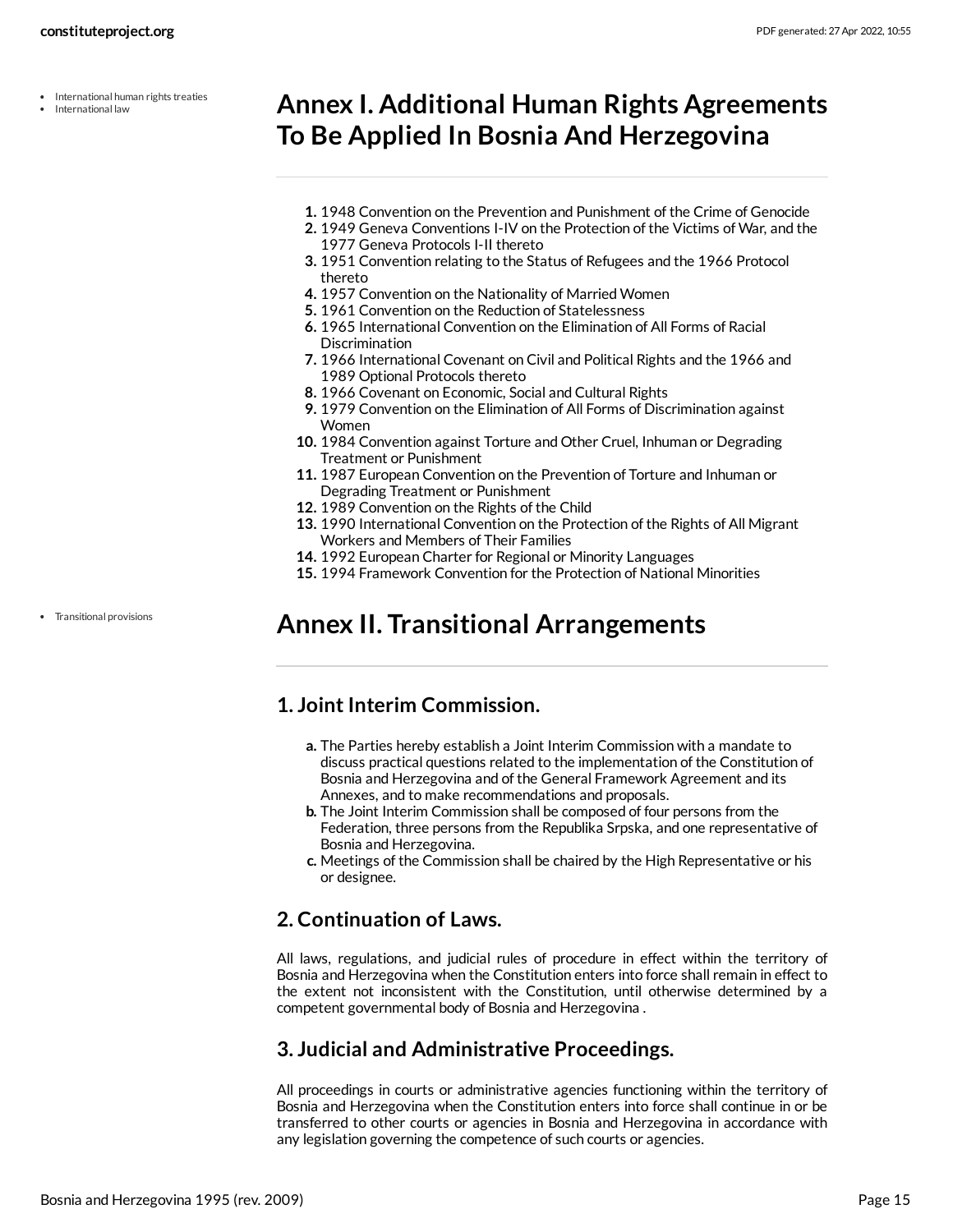- International human rights treaties
- International law

# Annex I. Additional Human Rights Agreements To Be Applied In Bosnia And Herzegovina

1. 1948 Convention on the Prevention and Punishment of the Crime of Genocide
2. 1949 Geneva Conventions I-IV on the Protection of the Victims of War, and the 1977 Geneva Protocols I-II thereto
3. 1951 Convention relating to the Status of Refugees and the 1966 Protocol thereto
4. 1957 Convention on the Nationality of Married Women
5. 1961 Convention on the Reduction of Statelessness
6. 1965 International Convention on the Elimination of All Forms of Racial Discrimination
7. 1966 International Covenant on Civil and Political Rights and the 1966 and 1989 Optional Protocols thereto
8. 1966 Covenant on Economic, Social and Cultural Rights
9. 1979 Convention on the Elimination of All Forms of Discrimination against Women
10. 1984 Convention against Torture and Other Cruel, Inhuman or Degrading Treatment or Punishment
11. 1987 European Convention on the Prevention of Torture and Inhuman or Degrading Treatment or Punishment
12. 1989 Convention on the Rights of the Child
13. 1990 International Convention on the Protection of the Rights of All Migrant Workers and Members of Their Families
14. 1992 European Charter for Regional or Minority Languages
15. 1994 Framework Convention for the Protection of National Minorities

- Transitional provisions

# Annex II. Transitional Arrangements

## 1. Joint Interim Commission.

a. The Parties hereby establish a Joint Interim Commission with a mandate to discuss practical questions related to the implementation of the Constitution of Bosnia and Herzegovina and of the General Framework Agreement and its Annexes, and to make recommendations and proposals.
b. The Joint Interim Commission shall be composed of four persons from the Federation, three persons from the Republika Srpska, and one representative of Bosnia and Herzegovina.
c. Meetings of the Commission shall be chaired by the High Representative or his or designee.

## 2. Continuation of Laws.

All laws, regulations, and judicial rules of procedure in effect within the territory of Bosnia and Herzegovina when the Constitution enters into force shall remain in effect to the extent not inconsistent with the Constitution, until otherwise determined by a competent governmental body of Bosnia and Herzegovina .

## 3. Judicial and Administrative Proceedings.

All proceedings in courts or administrative agencies functioning within the territory of Bosnia and Herzegovina when the Constitution enters into force shall continue in or be transferred to other courts or agencies in Bosnia and Herzegovina in accordance with any legislation governing the competence of such courts or agencies.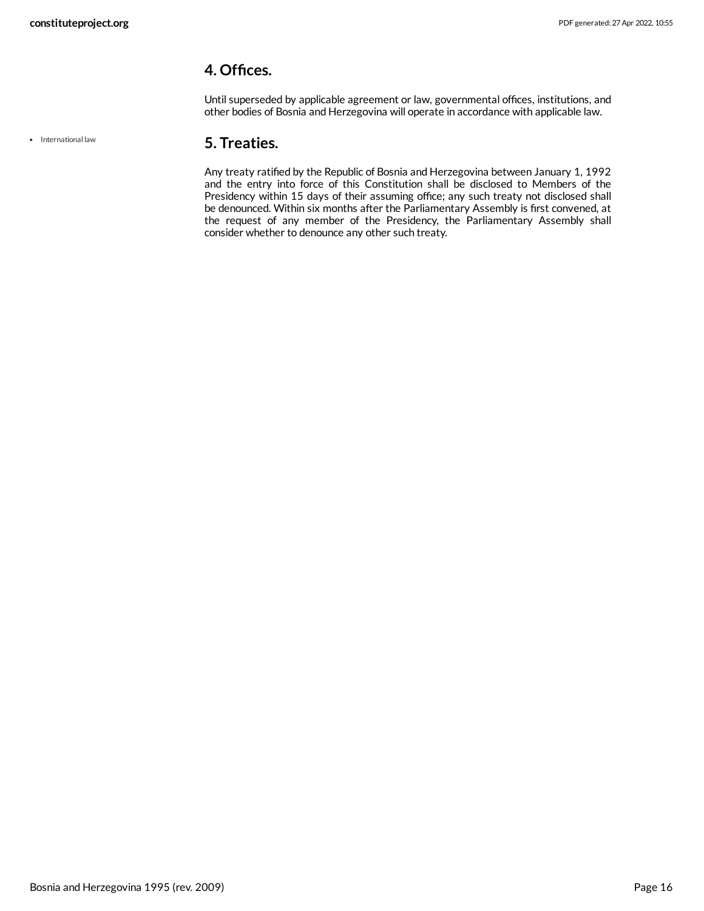## 4. Offices.

Until superseded by applicable agreement or law, governmental offices, institutions, and other bodies of Bosnia and Herzegovina will operate in accordance with applicable law.

- International law

## 5. Treaties.

Any treaty ratified by the Republic of Bosnia and Herzegovina between January 1, 1992 and the entry into force of this Constitution shall be disclosed to Members of the Presidency within 15 days of their assuming office; any such treaty not disclosed shall be denounced. Within six months after the Parliamentary Assembly is first convened, at the request of any member of the Presidency, the Parliamentary Assembly shall consider whether to denounce any other such treaty.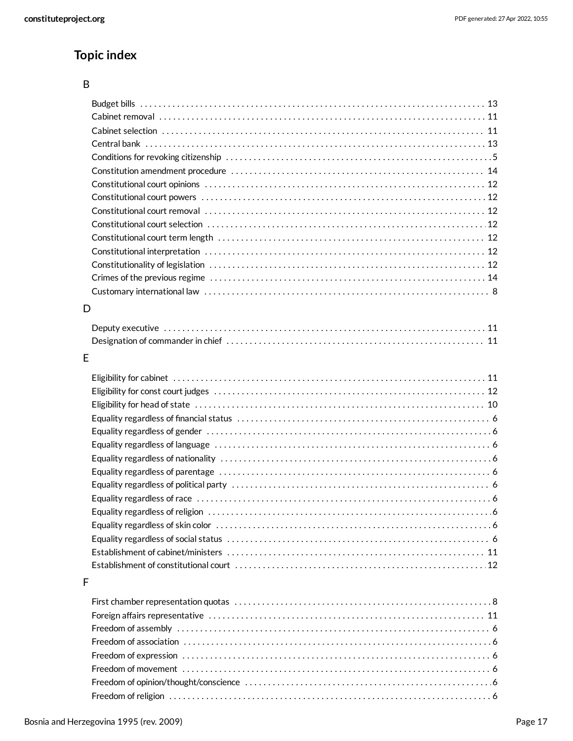## Topic index

### B

- Budget bills . . . . . . . . . . 13
- Cabinet removal . . . . . . . . . . 11
- Cabinet selection . . . . . . . . . . 11
- Central bank . . . . . . . . . . 13
- Conditions for revoking citizenship . . . . . . . . . . 5
- Constitution amendment procedure . . . . . . . . . . 14
- Constitutional court opinions . . . . . . . . . . 12
- Constitutional court powers . . . . . . . . . . 12
- Constitutional court removal . . . . . . . . . . 12
- Constitutional court selection . . . . . . . . . . 12
- Constitutional court term length . . . . . . . . . . 12
- Constitutional interpretation . . . . . . . . . . 12
- Constitutionality of legislation . . . . . . . . . . 12
- Crimes of the previous regime . . . . . . . . . . 14
- Customary international law . . . . . . . . . . 8

### D

- Deputy executive . . . . . . . . . . 11
- Designation of commander in chief . . . . . . . . . . 11

### E

- Eligibility for cabinet . . . . . . . . . . 11
- Eligibility for const court judges . . . . . . . . . . 12
- Eligibility for head of state . . . . . . . . . . 10
- Equality regardless of financial status . . . . . . . . . . 6
- Equality regardless of gender . . . . . . . . . . 6
- Equality regardless of language . . . . . . . . . . 6
- Equality regardless of nationality . . . . . . . . . . 6
- Equality regardless of parentage . . . . . . . . . . 6
- Equality regardless of political party . . . . . . . . . . 6
- Equality regardless of race . . . . . . . . . . 6
- Equality regardless of religion . . . . . . . . . . 6
- Equality regardless of skin color . . . . . . . . . . 6
- Equality regardless of social status . . . . . . . . . . 6
- Establishment of cabinet/ministers . . . . . . . . . . 11
- Establishment of constitutional court . . . . . . . . . . 12

### F

- First chamber representation quotas . . . . . . . . . . 8
- Foreign affairs representative . . . . . . . . . . 11
- Freedom of assembly . . . . . . . . . . 6
- Freedom of association . . . . . . . . . . 6
- Freedom of expression . . . . . . . . . . 6
- Freedom of movement . . . . . . . . . . 6
- Freedom of opinion/thought/conscience . . . . . . . . . . 6
- Freedom of religion . . . . . . . . . . 6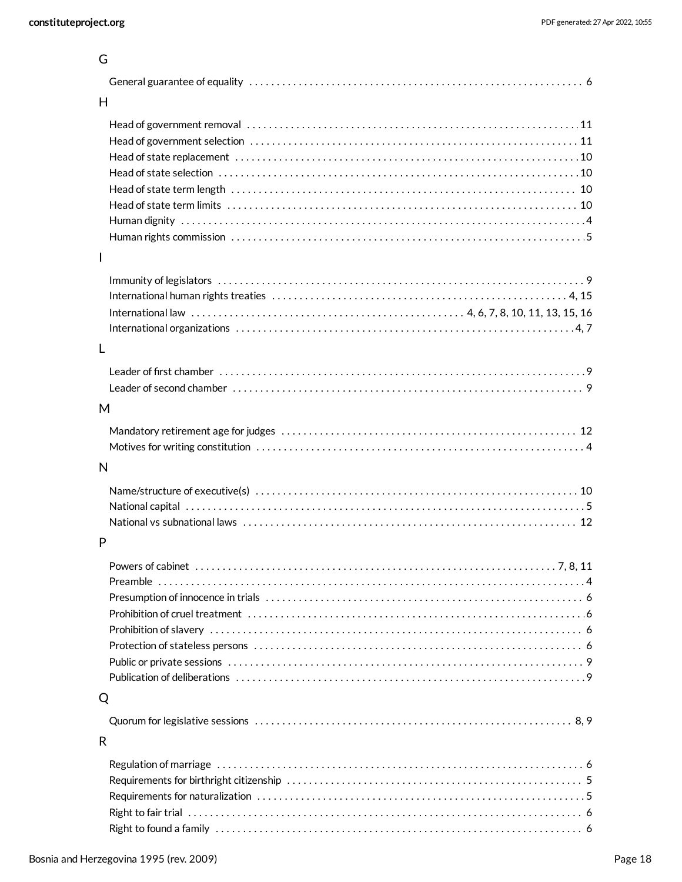## G

General guarantee of equality . . . . . . . . . . 6

## H

Head of government removal . . . . . . . . . . 11
Head of government selection . . . . . . . . . . 11
Head of state replacement . . . . . . . . . . 10
Head of state selection . . . . . . . . . . 10
Head of state term length . . . . . . . . . . 10
Head of state term limits . . . . . . . . . . 10
Human dignity . . . . . . . . . . 4
Human rights commission . . . . . . . . . . 5

## I

Immunity of legislators . . . . . . . . . . 9
International human rights treaties . . . . . . . . . . 4, 15
International law . . . . . . . . . . 4, 6, 7, 8, 10, 11, 13, 15, 16
International organizations . . . . . . . . . . 4, 7

## L

Leader of first chamber . . . . . . . . . . 9
Leader of second chamber . . . . . . . . . . 9

## M

Mandatory retirement age for judges . . . . . . . . . . 12
Motives for writing constitution . . . . . . . . . . 4

## N

Name/structure of executive(s) . . . . . . . . . . 10
National capital . . . . . . . . . . 5
National vs subnational laws . . . . . . . . . . 12

## P

Powers of cabinet . . . . . . . . . . 7, 8, 11
Preamble . . . . . . . . . . 4
Presumption of innocence in trials . . . . . . . . . . 6
Prohibition of cruel treatment . . . . . . . . . . 6
Prohibition of slavery . . . . . . . . . . 6
Protection of stateless persons . . . . . . . . . . 6
Public or private sessions . . . . . . . . . . 9
Publication of deliberations . . . . . . . . . . 9

## Q

Quorum for legislative sessions . . . . . . . . . . 8, 9

## R

Regulation of marriage . . . . . . . . . . 6
Requirements for birthright citizenship . . . . . . . . . . 5
Requirements for naturalization . . . . . . . . . . 5
Right to fair trial . . . . . . . . . . 6
Right to found a family . . . . . . . . . . 6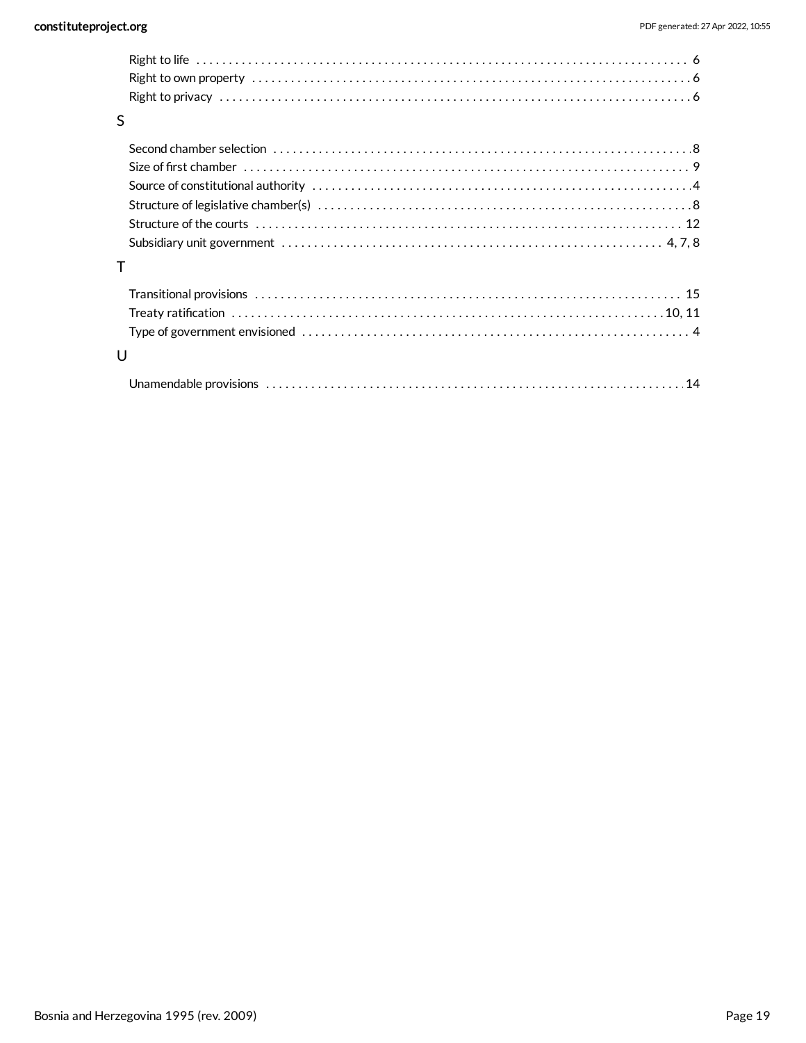Right to life . . . . . . . . . . . . . . . . . . . . . . . . . . . . . . . . . . . . . . . . . . . . . . . . 6
Right to own property . . . . . . . . . . . . . . . . . . . . . . . . . . . . . . . . . . . . . . . . . . 6
Right to privacy . . . . . . . . . . . . . . . . . . . . . . . . . . . . . . . . . . . . . . . . . . . . . 6

S

Second chamber selection . . . . . . . . . . . . . . . . . . . . . . . . . . . . . . . . . . . . . 8
Size of first chamber . . . . . . . . . . . . . . . . . . . . . . . . . . . . . . . . . . . . . . . . . 9
Source of constitutional authority . . . . . . . . . . . . . . . . . . . . . . . . . . . . . . . . 4
Structure of legislative chamber(s) . . . . . . . . . . . . . . . . . . . . . . . . . . . . . . . 8
Structure of the courts . . . . . . . . . . . . . . . . . . . . . . . . . . . . . . . . . . . . . . . 12
Subsidiary unit government . . . . . . . . . . . . . . . . . . . . . . . . . . . . . . . . . 4, 7, 8

T

Transitional provisions . . . . . . . . . . . . . . . . . . . . . . . . . . . . . . . . . . . . . . 15
Treaty ratification . . . . . . . . . . . . . . . . . . . . . . . . . . . . . . . . . . . . . . . 10, 11
Type of government envisioned . . . . . . . . . . . . . . . . . . . . . . . . . . . . . . . . . 4

U

Unamendable provisions . . . . . . . . . . . . . . . . . . . . . . . . . . . . . . . . . . . . . 14